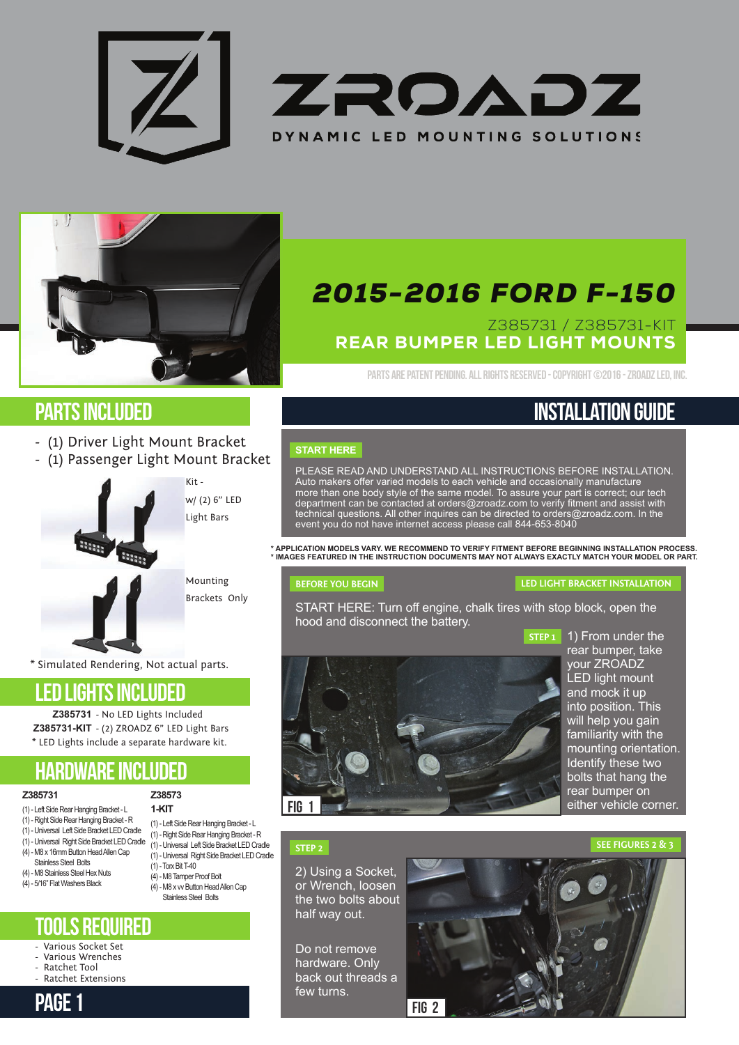# ZROADZ

DYNAMIC LED MOUNTING SOLUTIONS

## 2015-2016 FORD F-150

Z385731 / Z385731-KIT

**REAR BUMPER LED LIGHT MOUNTS**

PARTS ARE PATENT PENDING. ALL RIGHTS RESERVED - COPYRIGHT ©2016 - ZROADZ LED, INC.

## PARTS INCLUDED

- (1) Driver Light Mount Bracket
- (1) Passenger Light Mount Bracket

Kit - w/ (2) 6" LED Light Bars

Mounting Brackets Only

* Simulated Rendering, Not actual parts.

## LED LIGHTS INCLUDED

**Z385731** - No LED Lights Included
**Z385731-KIT** - (2) ZROADZ 6" LED Light Bars
* LED Lights include a separate hardware kit.

## HARDWARE INCLUDED

**Z385731**

- (1) - Left Side Rear Hanging Bracket - L
- (1) - Right Side Rear Hanging Bracket - R
- (1) - Universal Left Side Bracket LED Cradle
- (1) - Universal Right Side Bracket LED Cradle
- (4) - M8 x 16mm Button Head Allen Cap Stainless Steel Bolts
- (4) - M8 Stainless Steel Hex Nuts
- (4) - 5/16" Flat Washers Black

**Z38573 1-KIT**

- (1) - Left Side Rear Hanging Bracket - L
- (1) - Right Side Rear Hanging Bracket - R
- (1) - Universal Left Side Bracket LED Cradle
- (1) - Universal Right Side Bracket LED Cradle
- (1) - Torx Bit T-40
- (4) - M8 Tamper Proof Bolt
- (4) - M8 x vv Button Head Allen Cap Stainless Steel Bolts

## TOOLS REQUIRED

- Various Socket Set
- Various Wrenches
- Ratchet Tool
- Ratchet Extensions

## INSTALLATION GUIDE

**START HERE**

PLEASE READ AND UNDERSTAND ALL INSTRUCTIONS BEFORE INSTALLATION. Auto makers offer varied models to each vehicle and occasionally manufacture more than one body style of the same model. To assure your part is correct; our tech department can be contacted at orders@zroadz.com to verify fitment and assist with technical questions. All other inquires can be directed to orders@zroadz.com. In the event you do not have internet access please call 844-653-8040

**\* APPLICATION MODELS VARY. WE RECOMMEND TO VERIFY FITMENT BEFORE BEGINNING INSTALLATION PROCESS.**
**\* IMAGES FEATURED IN THE INSTRUCTION DOCUMENTS MAY NOT ALWAYS EXACTLY MATCH YOUR MODEL OR PART.**

**BEFORE YOU BEGIN** — **LED LIGHT BRACKET INSTALLATION**

START HERE: Turn off engine, chalk tires with stop block, open the hood and disconnect the battery.

**STEP 1** 1) From under the rear bumper, take your ZROADZ LED light mount and mock it up into position. This will help you gain familiarity with the mounting orientation. Identify these two bolts that hang the rear bumper on either vehicle corner.

FIG 1

**STEP 2** — **SEE FIGURES 2 & 3**

2) Using a Socket, or Wrench, loosen the two bolts about half way out.

Do not remove hardware. Only back out threads a few turns.

FIG 2

PAGE 1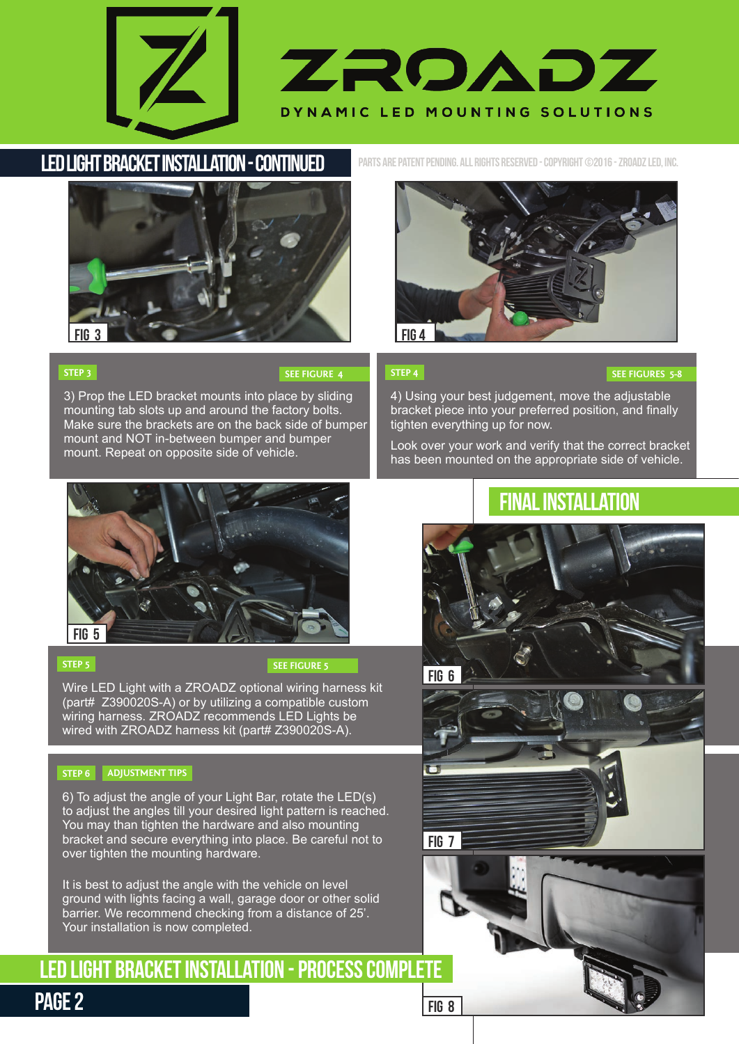# LED LIGHT BRACKET INSTALLATION - CONTINUED

PARTS ARE PATENT PENDING. ALL RIGHTS RESERVED - COPYRIGHT ©2016 - ZROADZ LED, INC.

FIG 3

FIG 4

**STEP 3** **SEE FIGURE 4**

3) Prop the LED bracket mounts into place by sliding mounting tab slots up and around the factory bolts. Make sure the brackets are on the back side of bumper mount and NOT in-between bumper and bumper mount. Repeat on opposite side of vehicle.

**STEP 4** **SEE FIGURES 5-8**

4) Using your best judgement, move the adjustable bracket piece into your preferred position, and finally tighten everything up for now.

Look over your work and verify that the correct bracket has been mounted on the appropriate side of vehicle.

FIG 5

**STEP 5** **SEE FIGURE 5**

Wire LED Light with a ZROADZ optional wiring harness kit (part# Z390020S-A) or by utilizing a compatible custom wiring harness. ZROADZ recommends LED Lights be wired with ZROADZ harness kit (part# Z390020S-A).

**STEP 6** **ADJUSTMENT TIPS**

6) To adjust the angle of your Light Bar, rotate the LED(s) to adjust the angles till your desired light pattern is reached. You may than tighten the hardware and also mounting bracket and secure everything into place. Be careful not to over tighten the mounting hardware.

It is best to adjust the angle with the vehicle on level ground with lights facing a wall, garage door or other solid barrier. We recommend checking from a distance of 25'. Your installation is now completed.

## FINAL INSTALLATION

FIG 6

FIG 7

FIG 8

## LED LIGHT BRACKET INSTALLATION - PROCESS COMPLETE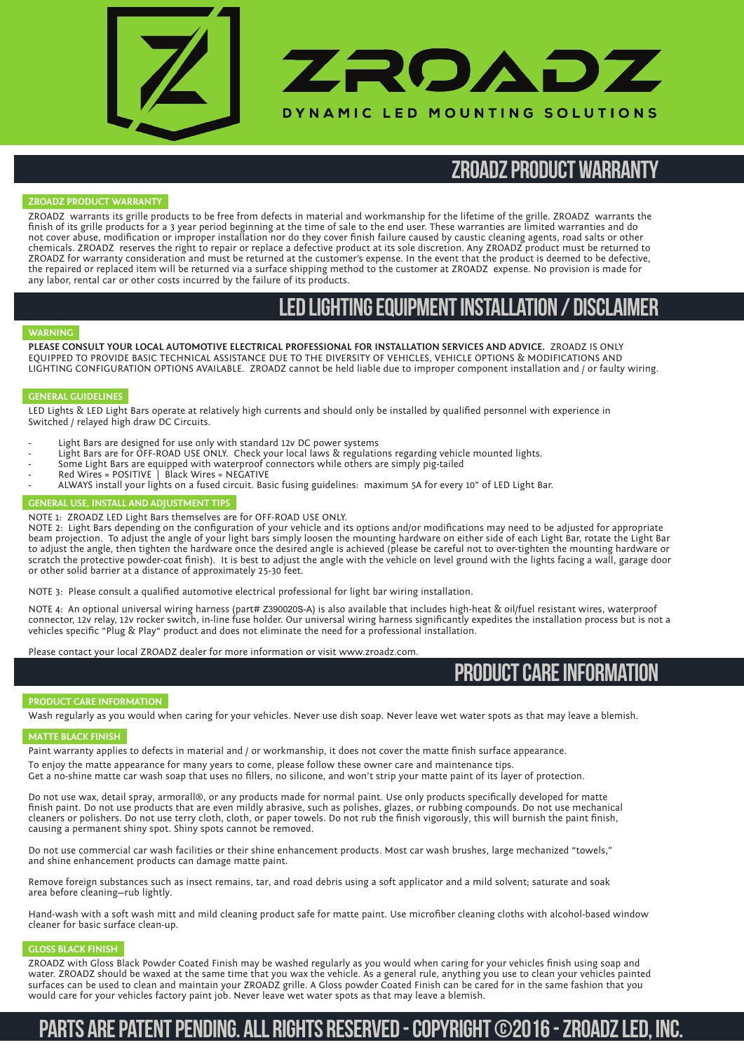# ZROADZ

DYNAMIC LED MOUNTING SOLUTIONS

## ZROADZ PRODUCT WARRANTY

### ZROADZ PRODUCT WARRANTY

ZROADZ warrants its grille products to be free from defects in material and workmanship for the lifetime of the grille. ZROADZ warrants the finish of its grille products for a 3 year period beginning at the time of sale to the end user. These warranties are limited warranties and do not cover abuse, modification or improper installation nor do they cover finish failure caused by caustic cleaning agents, road salts or other chemicals. ZROADZ reserves the right to repair or replace a defective product at its sole discretion. Any ZROADZ product must be returned to ZROADZ for warranty consideration and must be returned at the customer's expense. In the event that the product is deemed to be defective, the repaired or replaced item will be returned via a surface shipping method to the customer at ZROADZ expense. No provision is made for any labor, rental car or other costs incurred by the failure of its products.

## LED LIGHTING EQUIPMENT INSTALLATION / DISCLAIMER

### WARNING

**PLEASE CONSULT YOUR LOCAL AUTOMOTIVE ELECTRICAL PROFESSIONAL FOR INSTALLATION SERVICES AND ADVICE.** ZROADZ IS ONLY EQUIPPED TO PROVIDE BASIC TECHNICAL ASSISTANCE DUE TO THE DIVERSITY OF VEHICLES, VEHICLE OPTIONS & MODIFICATIONS AND LIGHTING CONFIGURATION OPTIONS AVAILABLE. ZROADZ cannot be held liable due to improper component installation and / or faulty wiring.

### GENERAL GUIDELINES

LED Lights & LED Light Bars operate at relatively high currents and should only be installed by qualified personnel with experience in Switched / relayed high draw DC Circuits.

- Light Bars are designed for use only with standard 12v DC power systems
- Light Bars are for OFF-ROAD USE ONLY. Check your local laws & regulations regarding vehicle mounted lights.
- Some Light Bars are equipped with waterproof connectors while others are simply pig-tailed
- Red Wires = POSITIVE | Black Wires = NEGATIVE
- ALWAYS install your lights on a fused circuit. Basic fusing guidelines: maximum 5A for every 10" of LED Light Bar.

### GENERAL USE, INSTALL AND ADJUSTMENT TIPS

NOTE 1: ZROADZ LED Light Bars themselves are for OFF-ROAD USE ONLY.

NOTE 2: Light Bars depending on the configuration of your vehicle and its options and/or modifications may need to be adjusted for appropriate beam projection. To adjust the angle of your light bars simply loosen the mounting hardware on either side of each Light Bar, rotate the Light Bar to adjust the angle, then tighten the hardware once the desired angle is achieved (please be careful not to over-tighten the mounting hardware or scratch the protective powder-coat finish). It is best to adjust the angle with the vehicle on level ground with the lights facing a wall, garage door or other solid barrier at a distance of approximately 25-30 feet.

NOTE 3: Please consult a qualified automotive electrical professional for light bar wiring installation.

NOTE 4: An optional universal wiring harness (part# Z390020S-A) is also available that includes high-heat & oil/fuel resistant wires, waterproof connector, 12v relay, 12v rocker switch, in-line fuse holder. Our universal wiring harness significantly expedites the installation process but is not a vehicles specific "Plug & Play" product and does not eliminate the need for a professional installation.

Please contact your local ZROADZ dealer for more information or visit www.zroadz.com.

## PRODUCT CARE INFORMATION

### PRODUCT CARE INFORMATION

Wash regularly as you would when caring for your vehicles. Never use dish soap. Never leave wet water spots as that may leave a blemish.

### MATTE BLACK FINISH

Paint warranty applies to defects in material and / or workmanship, it does not cover the matte finish surface appearance.

To enjoy the matte appearance for many years to come, please follow these owner care and maintenance tips.
Get a no-shine matte car wash soap that uses no fillers, no silicone, and won't strip your matte paint of its layer of protection.

Do not use wax, detail spray, armorall®, or any products made for normal paint. Use only products specifically developed for matte finish paint. Do not use products that are even mildly abrasive, such as polishes, glazes, or rubbing compounds. Do not use mechanical cleaners or polishers. Do not use terry cloth, cloth, or paper towels. Do not rub the finish vigorously, this will burnish the paint finish, causing a permanent shiny spot. Shiny spots cannot be removed.

Do not use commercial car wash facilities or their shine enhancement products. Most car wash brushes, large mechanized "towels," and shine enhancement products can damage matte paint.

Remove foreign substances such as insect remains, tar, and road debris using a soft applicator and a mild solvent; saturate and soak area before cleaning—rub lightly.

Hand-wash with a soft wash mitt and mild cleaning product safe for matte paint. Use microfiber cleaning cloths with alcohol-based window cleaner for basic surface clean-up.

### GLOSS BLACK FINISH

ZROADZ with Gloss Black Powder Coated Finish may be washed regularly as you would when caring for your vehicles finish using soap and water. ZROADZ should be waxed at the same time that you wax the vehicle. As a general rule, anything you use to clean your vehicles painted surfaces can be used to clean and maintain your ZROADZ grille. A Gloss powder Coated Finish can be cared for in the same fashion that you would care for your vehicles factory paint job. Never leave wet water spots as that may leave a blemish.

**PARTS ARE PATENT PENDING. ALL RIGHTS RESERVED - COPYRIGHT ©2016 - ZROADZ LED, INC.**